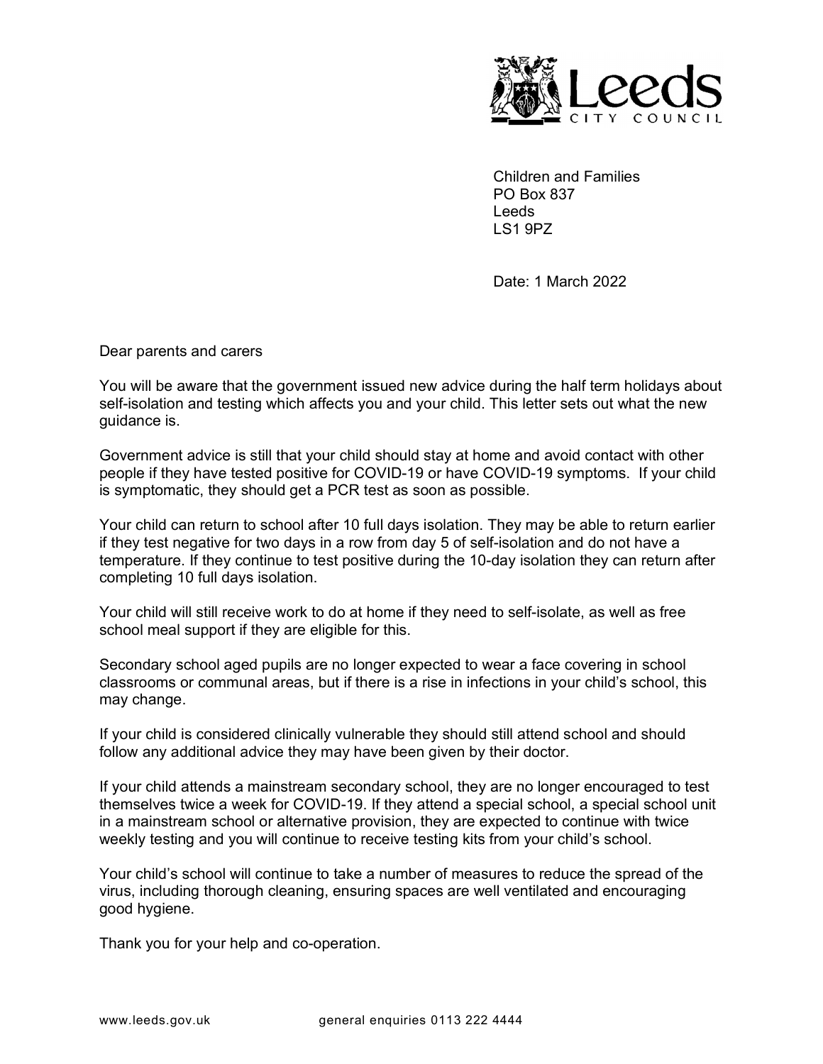Leeds City Council

Children and Families
PO Box 837
Leeds
LS1 9PZ

Date: 1 March 2022

Dear parents and carers

You will be aware that the government issued new advice during the half term holidays about self-isolation and testing which affects you and your child. This letter sets out what the new guidance is.

Government advice is still that your child should stay at home and avoid contact with other people if they have tested positive for COVID-19 or have COVID-19 symptoms. If your child is symptomatic, they should get a PCR test as soon as possible.

Your child can return to school after 10 full days isolation. They may be able to return earlier if they test negative for two days in a row from day 5 of self-isolation and do not have a temperature. If they continue to test positive during the 10-day isolation they can return after completing 10 full days isolation.

Your child will still receive work to do at home if they need to self-isolate, as well as free school meal support if they are eligible for this.

Secondary school aged pupils are no longer expected to wear a face covering in school classrooms or communal areas, but if there is a rise in infections in your child's school, this may change.

If your child is considered clinically vulnerable they should still attend school and should follow any additional advice they may have been given by their doctor.

If your child attends a mainstream secondary school, they are no longer encouraged to test themselves twice a week for COVID-19. If they attend a special school, a special school unit in a mainstream school or alternative provision, they are expected to continue with twice weekly testing and you will continue to receive testing kits from your child's school.

Your child's school will continue to take a number of measures to reduce the spread of the virus, including thorough cleaning, ensuring spaces are well ventilated and encouraging good hygiene.

Thank you for your help and co-operation.

www.leeds.gov.uk general enquiries 0113 222 4444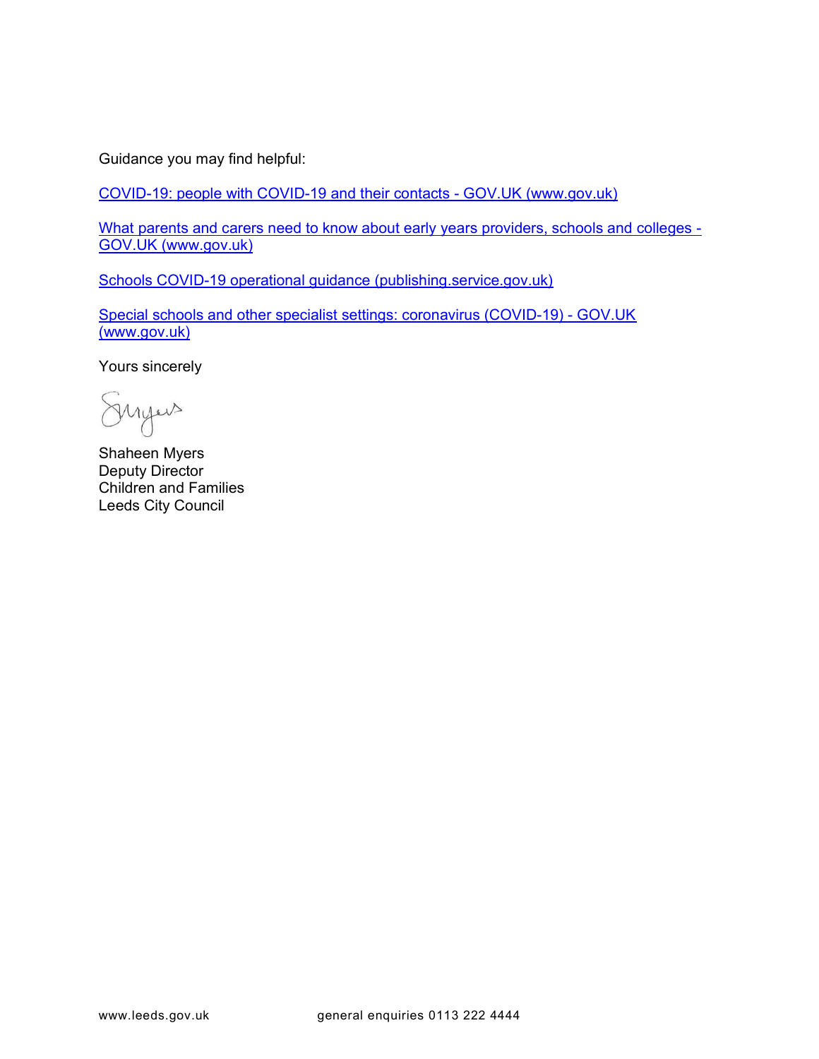Guidance you may find helpful:

COVID-19: people with COVID-19 and their contacts - GOV.UK (www.gov.uk)

What parents and carers need to know about early years providers, schools and colleges - GOV.UK (www.gov.uk)

Schools COVID-19 operational guidance (publishing.service.gov.uk)

Special schools and other specialist settings: coronavirus (COVID-19) - GOV.UK (www.gov.uk)

Yours sincerely

Shaheen Myers
Deputy Director
Children and Families
Leeds City Council

www.leeds.gov.uk general enquiries 0113 222 4444